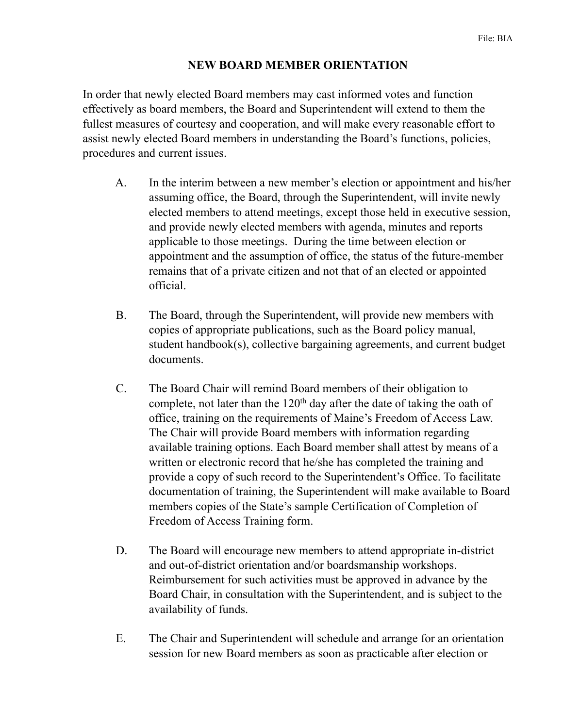File: BIA

# NEW BOARD MEMBER ORIENTATION

In order that newly elected Board members may cast informed votes and function effectively as board members, the Board and Superintendent will extend to them the fullest measures of courtesy and cooperation, and will make every reasonable effort to assist newly elected Board members in understanding the Board's functions, policies, procedures and current issues.

A. In the interim between a new member's election or appointment and his/her assuming office, the Board, through the Superintendent, will invite newly elected members to attend meetings, except those held in executive session, and provide newly elected members with agenda, minutes and reports applicable to those meetings. During the time between election or appointment and the assumption of office, the status of the future-member remains that of a private citizen and not that of an elected or appointed official.

B. The Board, through the Superintendent, will provide new members with copies of appropriate publications, such as the Board policy manual, student handbook(s), collective bargaining agreements, and current budget documents.

C. The Board Chair will remind Board members of their obligation to complete, not later than the 120th day after the date of taking the oath of office, training on the requirements of Maine's Freedom of Access Law. The Chair will provide Board members with information regarding available training options. Each Board member shall attest by means of a written or electronic record that he/she has completed the training and provide a copy of such record to the Superintendent's Office. To facilitate documentation of training, the Superintendent will make available to Board members copies of the State's sample Certification of Completion of Freedom of Access Training form.

D. The Board will encourage new members to attend appropriate in-district and out-of-district orientation and/or boardsmanship workshops. Reimbursement for such activities must be approved in advance by the Board Chair, in consultation with the Superintendent, and is subject to the availability of funds.

E. The Chair and Superintendent will schedule and arrange for an orientation session for new Board members as soon as practicable after election or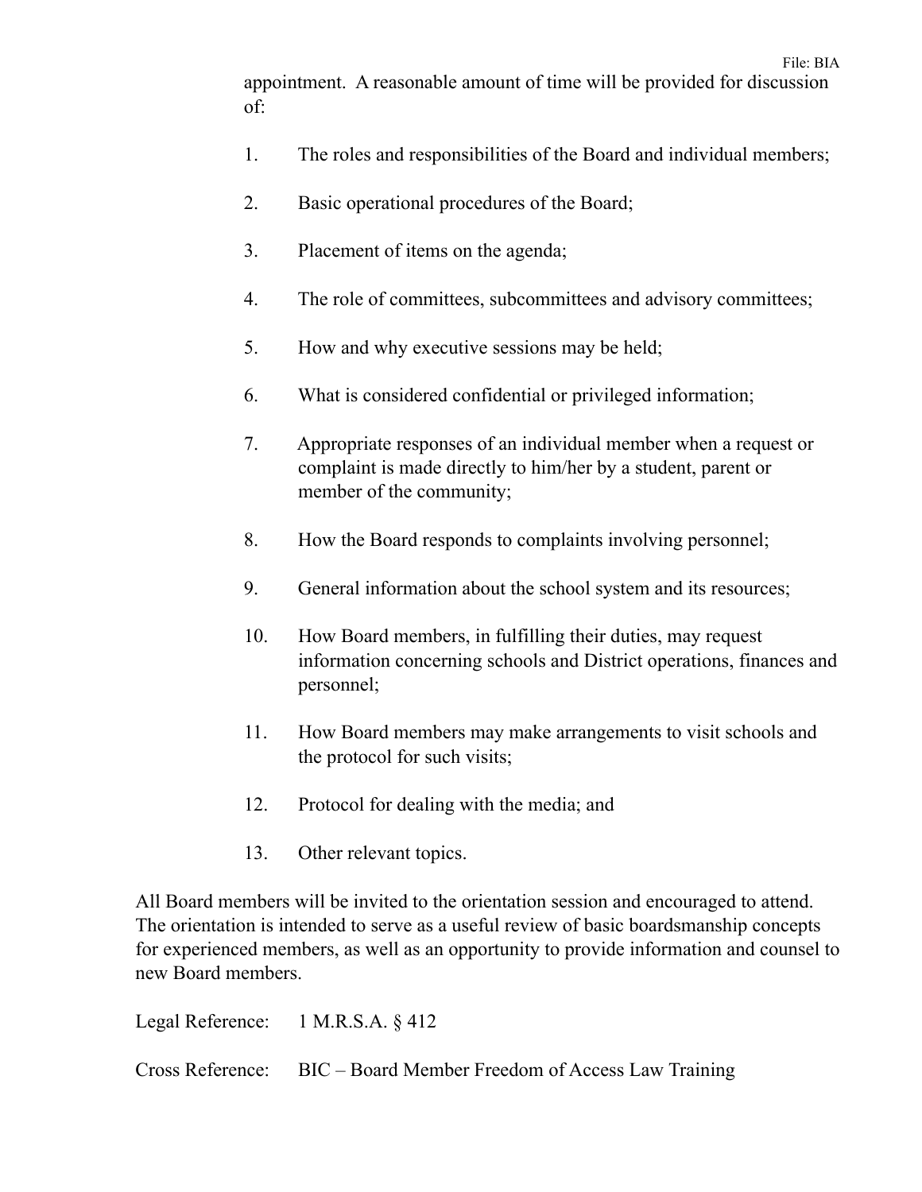appointment. A reasonable amount of time will be provided for discussion of:

1. The roles and responsibilities of the Board and individual members;

2. Basic operational procedures of the Board;

3. Placement of items on the agenda;

4. The role of committees, subcommittees and advisory committees;

5. How and why executive sessions may be held;

6. What is considered confidential or privileged information;

7. Appropriate responses of an individual member when a request or complaint is made directly to him/her by a student, parent or member of the community;

8. How the Board responds to complaints involving personnel;

9. General information about the school system and its resources;

10. How Board members, in fulfilling their duties, may request information concerning schools and District operations, finances and personnel;

11. How Board members may make arrangements to visit schools and the protocol for such visits;

12. Protocol for dealing with the media; and

13. Other relevant topics.

All Board members will be invited to the orientation session and encouraged to attend. The orientation is intended to serve as a useful review of basic boardsmanship concepts for experienced members, as well as an opportunity to provide information and counsel to new Board members.

Legal Reference: 1 M.R.S.A. § 412

Cross Reference: BIC – Board Member Freedom of Access Law Training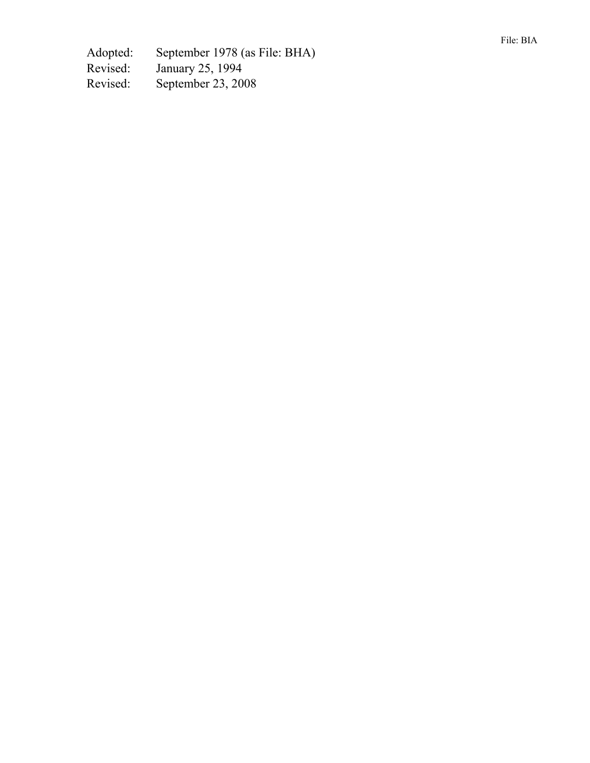Adopted: September 1978 (as File: BHA)
Revised: January 25, 1994
Revised: September 23, 2008